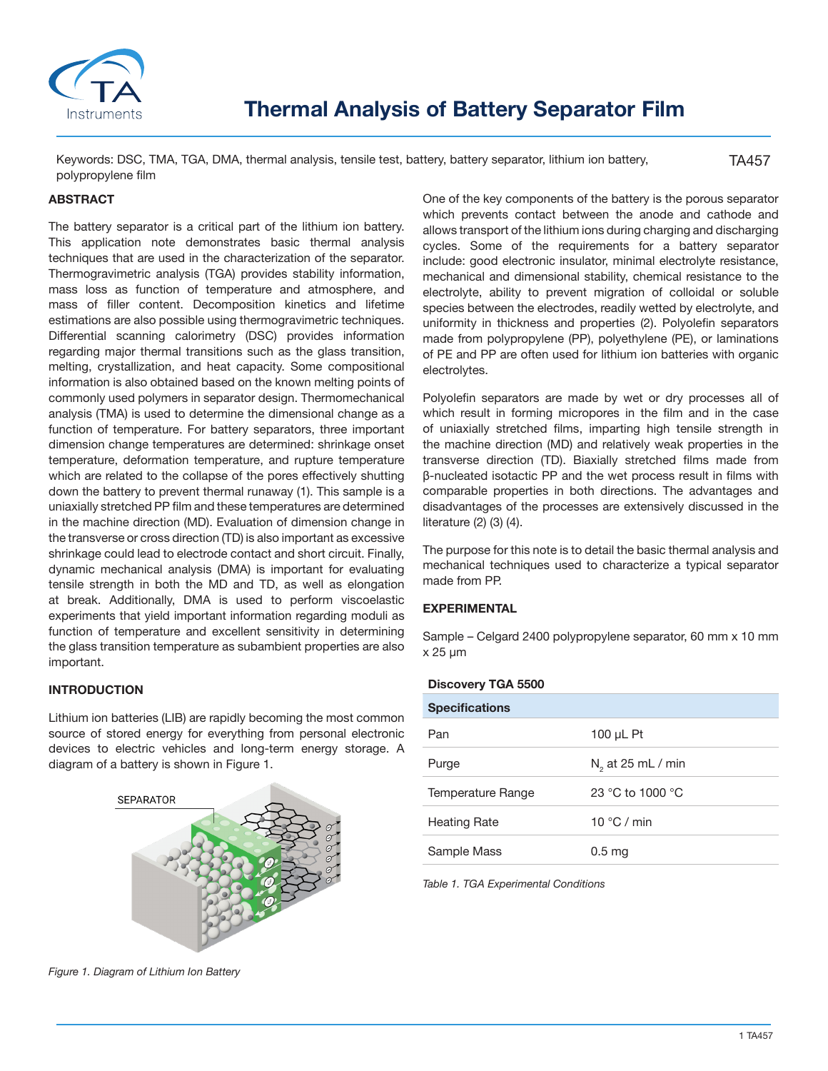# Thermal Analysis of Battery Separator Film

Keywords: DSC, TMA, TGA, DMA, thermal analysis, tensile test, battery, battery separator, lithium ion battery, polypropylene film

TA457

## ABSTRACT

The battery separator is a critical part of the lithium ion battery. This application note demonstrates basic thermal analysis techniques that are used in the characterization of the separator. Thermogravimetric analysis (TGA) provides stability information, mass loss as function of temperature and atmosphere, and mass of filler content. Decomposition kinetics and lifetime estimations are also possible using thermogravimetric techniques. Differential scanning calorimetry (DSC) provides information regarding major thermal transitions such as the glass transition, melting, crystallization, and heat capacity. Some compositional information is also obtained based on the known melting points of commonly used polymers in separator design. Thermomechanical analysis (TMA) is used to determine the dimensional change as a function of temperature. For battery separators, three important dimension change temperatures are determined: shrinkage onset temperature, deformation temperature, and rupture temperature which are related to the collapse of the pores effectively shutting down the battery to prevent thermal runaway (1). This sample is a uniaxially stretched PP film and these temperatures are determined in the machine direction (MD). Evaluation of dimension change in the transverse or cross direction (TD) is also important as excessive shrinkage could lead to electrode contact and short circuit. Finally, dynamic mechanical analysis (DMA) is important for evaluating tensile strength in both the MD and TD, as well as elongation at break. Additionally, DMA is used to perform viscoelastic experiments that yield important information regarding moduli as function of temperature and excellent sensitivity in determining the glass transition temperature as subambient properties are also important.

## INTRODUCTION

Lithium ion batteries (LIB) are rapidly becoming the most common source of stored energy for everything from personal electronic devices to electric vehicles and long-term energy storage. A diagram of a battery is shown in Figure 1.

*Figure 1. Diagram of Lithium Ion Battery*

One of the key components of the battery is the porous separator which prevents contact between the anode and cathode and allows transport of the lithium ions during charging and discharging cycles. Some of the requirements for a battery separator include: good electronic insulator, minimal electrolyte resistance, mechanical and dimensional stability, chemical resistance to the electrolyte, ability to prevent migration of colloidal or soluble species between the electrodes, readily wetted by electrolyte, and uniformity in thickness and properties (2). Polyolefin separators made from polypropylene (PP), polyethylene (PE), or laminations of PE and PP are often used for lithium ion batteries with organic electrolytes.

Polyolefin separators are made by wet or dry processes all of which result in forming micropores in the film and in the case of uniaxially stretched films, imparting high tensile strength in the machine direction (MD) and relatively weak properties in the transverse direction (TD). Biaxially stretched films made from β-nucleated isotactic PP and the wet process result in films with comparable properties in both directions. The advantages and disadvantages of the processes are extensively discussed in the literature (2) (3) (4).

The purpose for this note is to detail the basic thermal analysis and mechanical techniques used to characterize a typical separator made from PP.

## EXPERIMENTAL

Sample – Celgard 2400 polypropylene separator, 60 mm x 10 mm x 25 µm

**Discovery TGA 5500**

| Specifications | |
|---|---|
| Pan | 100 µL Pt |
| Purge | $N_2$ at 25 mL / min |
| Temperature Range | 23 °C to 1000 °C |
| Heating Rate | 10 °C / min |
| Sample Mass | 0.5 mg |

*Table 1. TGA Experimental Conditions*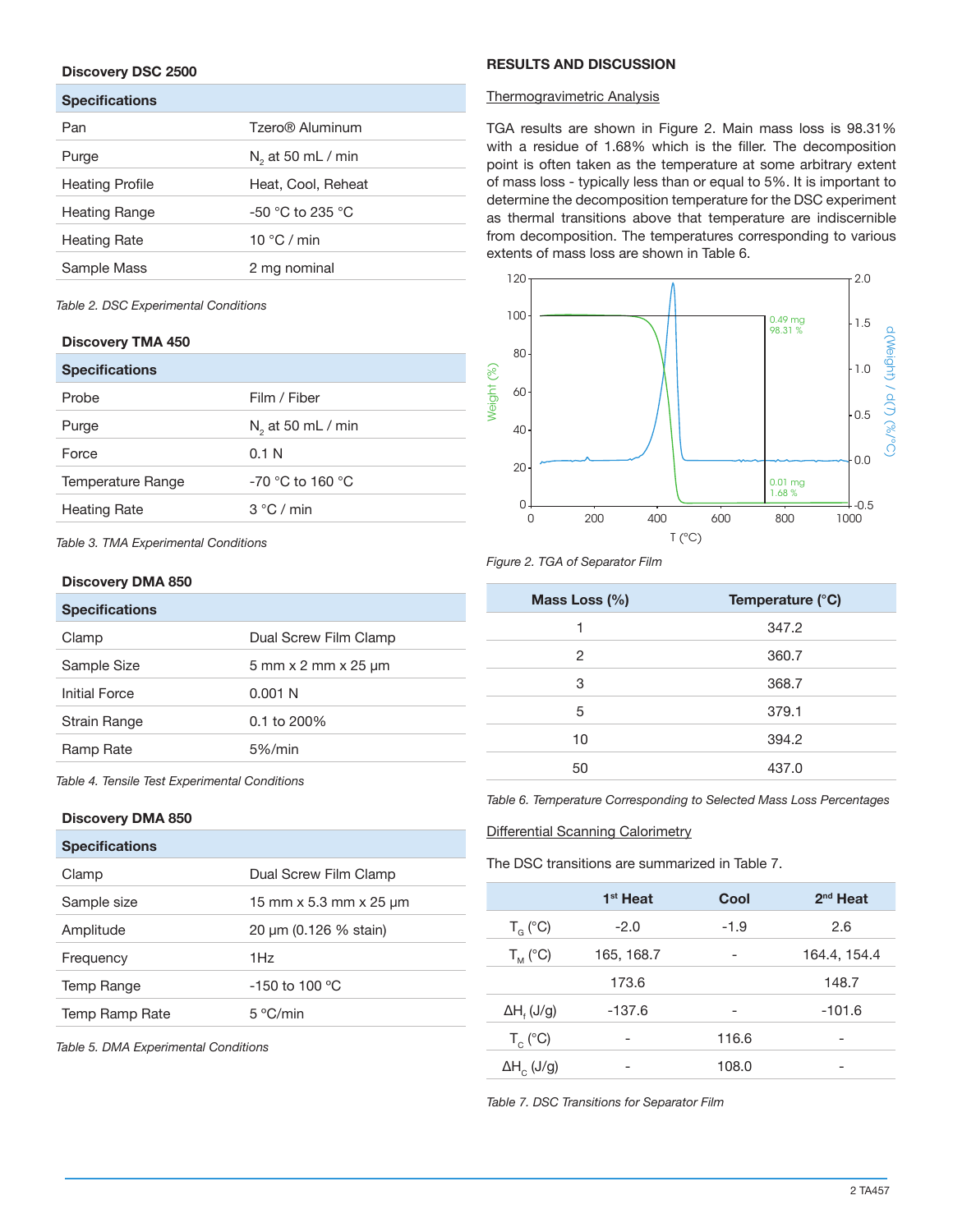### Discovery DSC 2500

| Specifications | |
|---|---|
| Pan | Tzero® Aluminum |
| Purge | $N_2$ at 50 mL / min |
| Heating Profile | Heat, Cool, Reheat |
| Heating Range | -50 °C to 235 °C |
| Heating Rate | 10 °C / min |
| Sample Mass | 2 mg nominal |

*Table 2. DSC Experimental Conditions*

### Discovery TMA 450

| Specifications | |
|---|---|
| Probe | Film / Fiber |
| Purge | $N_2$ at 50 mL / min |
| Force | 0.1 N |
| Temperature Range | -70 °C to 160 °C |
| Heating Rate | 3 °C / min |

*Table 3. TMA Experimental Conditions*

### Discovery DMA 850

| Specifications | |
|---|---|
| Clamp | Dual Screw Film Clamp |
| Sample Size | 5 mm x 2 mm x 25 µm |
| Initial Force | 0.001 N |
| Strain Range | 0.1 to 200% |
| Ramp Rate | 5%/min |

*Table 4. Tensile Test Experimental Conditions*

### Discovery DMA 850

| Specifications | |
|---|---|
| Clamp | Dual Screw Film Clamp |
| Sample size | 15 mm x 5.3 mm x 25 µm |
| Amplitude | 20 µm (0.126 % stain) |
| Frequency | 1Hz |
| Temp Range | -150 to 100 °C |
| Temp Ramp Rate | 5 °C/min |

*Table 5. DMA Experimental Conditions*

## RESULTS AND DISCUSSION

Thermogravimetric Analysis

TGA results are shown in Figure 2. Main mass loss is 98.31% with a residue of 1.68% which is the filler. The decomposition point is often taken as the temperature at some arbitrary extent of mass loss - typically less than or equal to 5%. It is important to determine the decomposition temperature for the DSC experiment as thermal transitions above that temperature are indiscernible from decomposition. The temperatures corresponding to various extents of mass loss are shown in Table 6.

*Figure 2. TGA of Separator Film*

| Mass Loss (%) | Temperature (°C) |
|---|---|
| 1 | 347.2 |
| 2 | 360.7 |
| 3 | 368.7 |
| 5 | 379.1 |
| 10 | 394.2 |
| 50 | 437.0 |

*Table 6. Temperature Corresponding to Selected Mass Loss Percentages*

Differential Scanning Calorimetry

The DSC transitions are summarized in Table 7.

| | 1st Heat | Cool | 2nd Heat |
|---|---|---|---|
| $T_G$ (°C) | -2.0 | -1.9 | 2.6 |
| $T_M$ (°C) | 165, 168.7 | - | 164.4, 154.4 |
| | 173.6 | | 148.7 |
| $\Delta H_f$ (J/g) | -137.6 | - | -101.6 |
| $T_C$ (°C) | - | 116.6 | - |
| $\Delta H_C$ (J/g) | - | 108.0 | - |

*Table 7. DSC Transitions for Separator Film*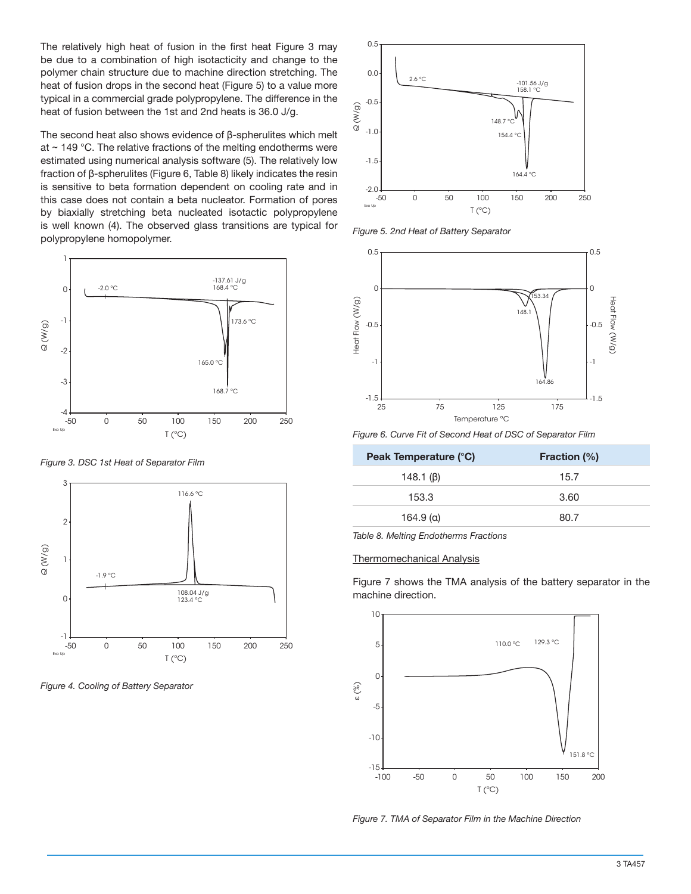The relatively high heat of fusion in the first heat Figure 3 may be due to a combination of high isotacticity and change to the polymer chain structure due to machine direction stretching. The heat of fusion drops in the second heat (Figure 5) to a value more typical in a commercial grade polypropylene. The difference in the heat of fusion between the 1st and 2nd heats is 36.0 J/g.

The second heat also shows evidence of β-spherulites which melt at ~ 149 °C. The relative fractions of the melting endotherms were estimated using numerical analysis software (5). The relatively low fraction of β-spherulites (Figure 6, Table 8) likely indicates the resin is sensitive to beta formation dependent on cooling rate and in this case does not contain a beta nucleator. Formation of pores by biaxially stretching beta nucleated isotactic polypropylene is well known (4). The observed glass transitions are typical for polypropylene homopolymer.

*Figure 3. DSC 1st Heat of Separator Film*

*Figure 4. Cooling of Battery Separator*

*Figure 5. 2nd Heat of Battery Separator*

*Figure 6. Curve Fit of Second Heat of DSC of Separator Film*

| Peak Temperature (°C) | Fraction (%) |
|---|---|
| 148.1 (β) | 15.7 |
| 153.3 | 3.60 |
| 164.9 (α) | 80.7 |

*Table 8. Melting Endotherms Fractions*

Thermomechanical Analysis

Figure 7 shows the TMA analysis of the battery separator in the machine direction.

*Figure 7. TMA of Separator Film in the Machine Direction*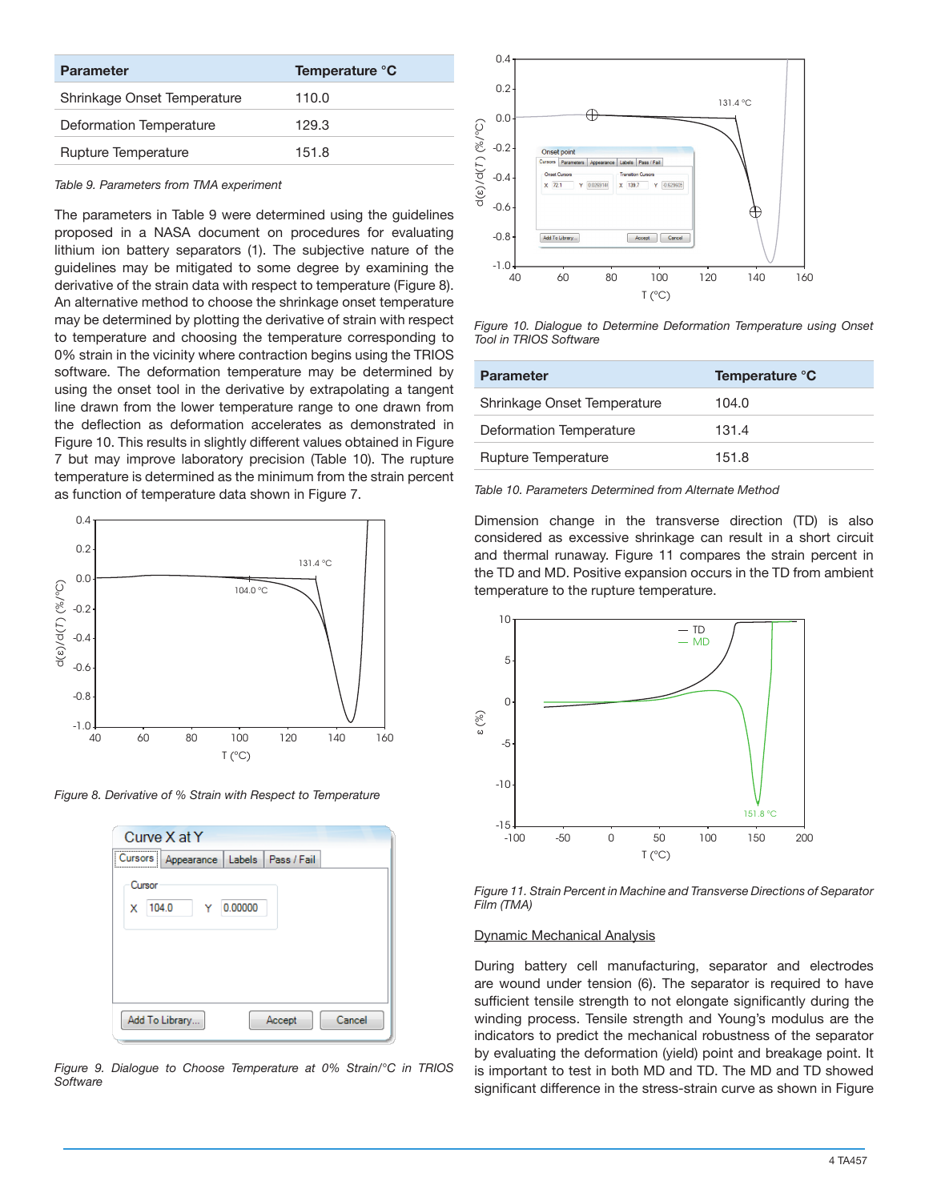| Parameter | Temperature °C |
| --- | --- |
| Shrinkage Onset Temperature | 110.0 |
| Deformation Temperature | 129.3 |
| Rupture Temperature | 151.8 |

*Table 9. Parameters from TMA experiment*

The parameters in Table 9 were determined using the guidelines proposed in a NASA document on procedures for evaluating lithium ion battery separators (1). The subjective nature of the guidelines may be mitigated to some degree by examining the derivative of the strain data with respect to temperature (Figure 8). An alternative method to choose the shrinkage onset temperature may be determined by plotting the derivative of strain with respect to temperature and choosing the temperature corresponding to 0% strain in the vicinity where contraction begins using the TRIOS software. The deformation temperature may be determined by using the onset tool in the derivative by extrapolating a tangent line drawn from the lower temperature range to one drawn from the deflection as deformation accelerates as demonstrated in Figure 10. This results in slightly different values obtained in Figure 7 but may improve laboratory precision (Table 10). The rupture temperature is determined as the minimum from the strain percent as function of temperature data shown in Figure 7.

*Figure 8. Derivative of % Strain with Respect to Temperature*

*Figure 9. Dialogue to Choose Temperature at 0% Strain/°C in TRIOS Software*

*Figure 10. Dialogue to Determine Deformation Temperature using Onset Tool in TRIOS Software*

| Parameter | Temperature °C |
| --- | --- |
| Shrinkage Onset Temperature | 104.0 |
| Deformation Temperature | 131.4 |
| Rupture Temperature | 151.8 |

*Table 10. Parameters Determined from Alternate Method*

Dimension change in the transverse direction (TD) is also considered as excessive shrinkage can result in a short circuit and thermal runaway. Figure 11 compares the strain percent in the TD and MD. Positive expansion occurs in the TD from ambient temperature to the rupture temperature.

*Figure 11. Strain Percent in Machine and Transverse Directions of Separator Film (TMA)*

## Dynamic Mechanical Analysis

During battery cell manufacturing, separator and electrodes are wound under tension (6). The separator is required to have sufficient tensile strength to not elongate significantly during the winding process. Tensile strength and Young's modulus are the indicators to predict the mechanical robustness of the separator by evaluating the deformation (yield) point and breakage point. It is important to test in both MD and TD. The MD and TD showed significant difference in the stress-strain curve as shown in Figure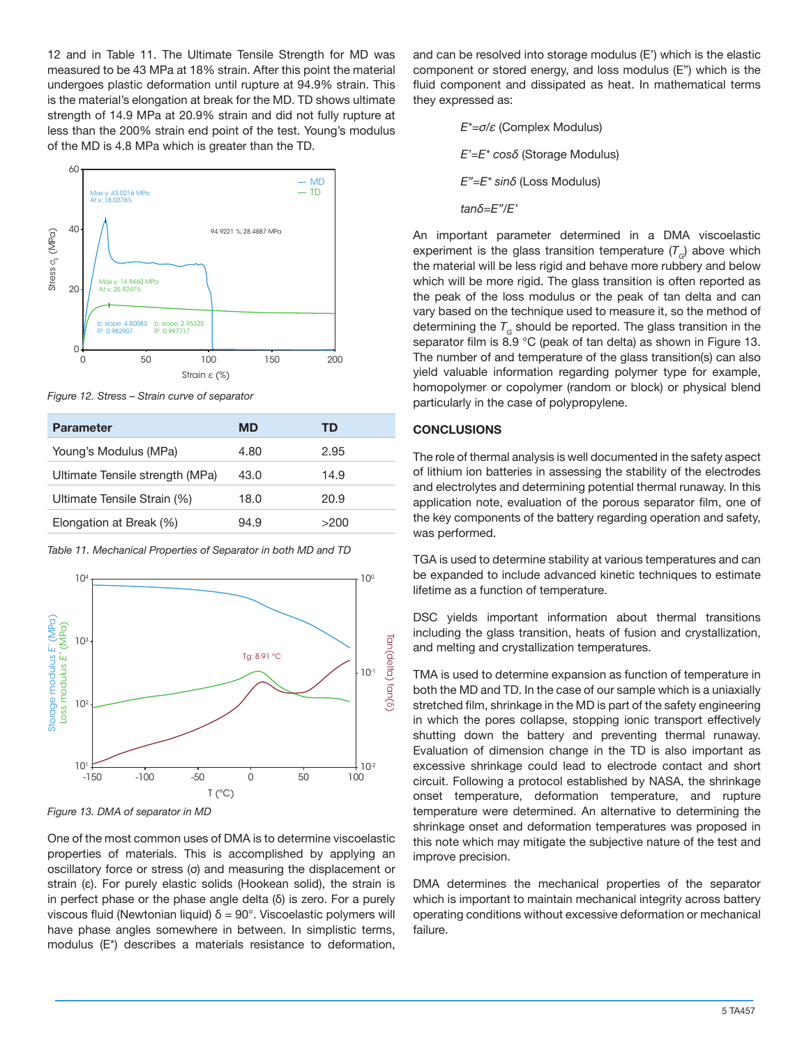12 and in Table 11. The Ultimate Tensile Strength for MD was measured to be 43 MPa at 18% strain. After this point the material undergoes plastic deformation until rupture at 94.9% strain. This is the material's elongation at break for the MD. TD shows ultimate strength of 14.9 MPa at 20.9% strain and did not fully rupture at less than the 200% strain end point of the test. Young's modulus of the MD is 4.8 MPa which is greater than the TD.

*Figure 12. Stress – Strain curve of separator*

| Parameter | MD | TD |
|---|---|---|
| Young's Modulus (MPa) | 4.80 | 2.95 |
| Ultimate Tensile strength (MPa) | 43.0 | 14.9 |
| Ultimate Tensile Strain (%) | 18.0 | 20.9 |
| Elongation at Break (%) | 94.9 | >200 |

*Table 11. Mechanical Properties of Separator in both MD and TD*

*Figure 13. DMA of separator in MD*

One of the most common uses of DMA is to determine viscoelastic properties of materials. This is accomplished by applying an oscillatory force or stress (σ) and measuring the displacement or strain (ε). For purely elastic solids (Hookean solid), the strain is in perfect phase or the phase angle delta (δ) is zero. For a purely viscous fluid (Newtonian liquid) δ = 90°. Viscoelastic polymers will have phase angles somewhere in between. In simplistic terms, modulus (E*) describes a materials resistance to deformation, and can be resolved into storage modulus (E') which is the elastic component or stored energy, and loss modulus (E") which is the fluid component and dissipated as heat. In mathematical terms they expressed as:

$$E^* = \sigma/\varepsilon \text{ (Complex Modulus)}$$

$$E' = E^* \cos\delta \text{ (Storage Modulus)}$$

$$E'' = E^* \sin\delta \text{ (Loss Modulus)}$$

$$\tan\delta = E''/E'$$

An important parameter determined in a DMA viscoelastic experiment is the glass transition temperature ($T_G$) above which the material will be less rigid and behave more rubbery and below which will be more rigid. The glass transition is often reported as the peak of the loss modulus or the peak of tan delta and can vary based on the technique used to measure it, so the method of determining the $T_G$ should be reported. The glass transition in the separator film is 8.9 °C (peak of tan delta) as shown in Figure 13. The number of and temperature of the glass transition(s) can also yield valuable information regarding polymer type for example, homopolymer or copolymer (random or block) or physical blend particularly in the case of polypropylene.

## CONCLUSIONS

The role of thermal analysis is well documented in the safety aspect of lithium ion batteries in assessing the stability of the electrodes and electrolytes and determining potential thermal runaway. In this application note, evaluation of the porous separator film, one of the key components of the battery regarding operation and safety, was performed.

TGA is used to determine stability at various temperatures and can be expanded to include advanced kinetic techniques to estimate lifetime as a function of temperature.

DSC yields important information about thermal transitions including the glass transition, heats of fusion and crystallization, and melting and crystallization temperatures.

TMA is used to determine expansion as function of temperature in both the MD and TD. In the case of our sample which is a uniaxially stretched film, shrinkage in the MD is part of the safety engineering in which the pores collapse, stopping ionic transport effectively shutting down the battery and preventing thermal runaway. Evaluation of dimension change in the TD is also important as excessive shrinkage could lead to electrode contact and short circuit. Following a protocol established by NASA, the shrinkage onset temperature, deformation temperature, and rupture temperature were determined. An alternative to determining the shrinkage onset and deformation temperatures was proposed in this note which may mitigate the subjective nature of the test and improve precision.

DMA determines the mechanical properties of the separator which is important to maintain mechanical integrity across battery operating conditions without excessive deformation or mechanical failure.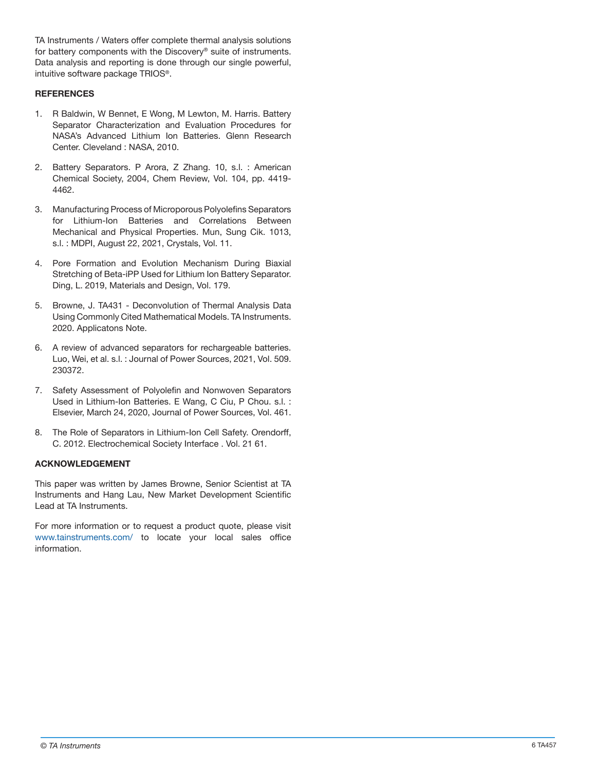TA Instruments / Waters offer complete thermal analysis solutions for battery components with the Discovery® suite of instruments. Data analysis and reporting is done through our single powerful, intuitive software package TRIOS®.

## REFERENCES

1. R Baldwin, W Bennet, E Wong, M Lewton, M. Harris. Battery Separator Characterization and Evaluation Procedures for NASA's Advanced Lithium Ion Batteries. Glenn Research Center. Cleveland : NASA, 2010.

2. Battery Separators. P Arora, Z Zhang. 10, s.l. : American Chemical Society, 2004, Chem Review, Vol. 104, pp. 4419-4462.

3. Manufacturing Process of Microporous Polyolefins Separators for Lithium-Ion Batteries and Correlations Between Mechanical and Physical Properties. Mun, Sung Cik. 1013, s.l. : MDPI, August 22, 2021, Crystals, Vol. 11.

4. Pore Formation and Evolution Mechanism During Biaxial Stretching of Beta-iPP Used for Lithium Ion Battery Separator. Ding, L. 2019, Materials and Design, Vol. 179.

5. Browne, J. TA431 - Deconvolution of Thermal Analysis Data Using Commonly Cited Mathematical Models. TA Instruments. 2020. Applicatons Note.

6. A review of advanced separators for rechargeable batteries. Luo, Wei, et al. s.l. : Journal of Power Sources, 2021, Vol. 509. 230372.

7. Safety Assessment of Polyolefin and Nonwoven Separators Used in Lithium-Ion Batteries. E Wang, C Ciu, P Chou. s.l. : Elsevier, March 24, 2020, Journal of Power Sources, Vol. 461.

8. The Role of Separators in Lithium-Ion Cell Safety. Orendorff, C. 2012. Electrochemical Society Interface . Vol. 21 61.

## ACKNOWLEDGEMENT

This paper was written by James Browne, Senior Scientist at TA Instruments and Hang Lau, New Market Development Scientific Lead at TA Instruments.

For more information or to request a product quote, please visit www.tainstruments.com/ to locate your local sales office information.